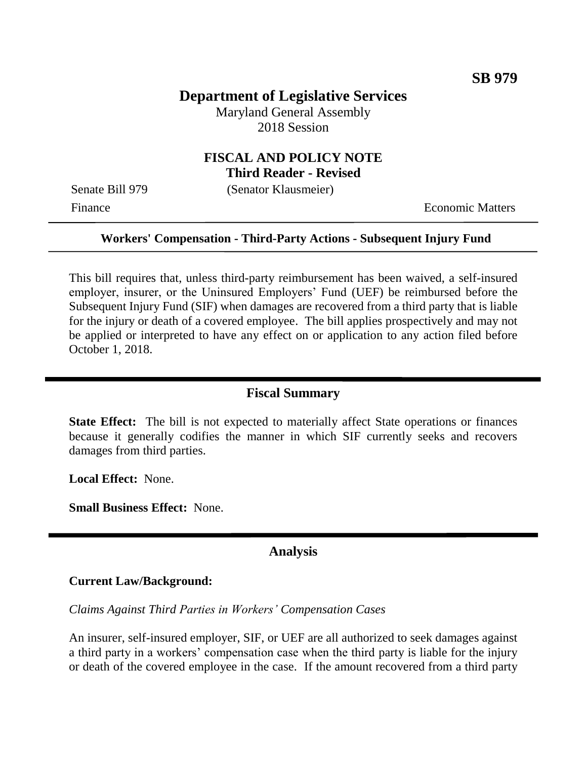**SB 979**

# Department of Legislative Services

Maryland General Assembly
2018 Session

## FISCAL AND POLICY NOTE
**Third Reader - Revised**

Senate Bill 979 (Senator Klausmeier)

Finance Economic Matters

---

**Workers' Compensation - Third-Party Actions - Subsequent Injury Fund**

---

This bill requires that, unless third-party reimbursement has been waived, a self-insured employer, insurer, or the Uninsured Employers' Fund (UEF) be reimbursed before the Subsequent Injury Fund (SIF) when damages are recovered from a third party that is liable for the injury or death of a covered employee. The bill applies prospectively and may not be applied or interpreted to have any effect on or application to any action filed before October 1, 2018.

---

## Fiscal Summary

**State Effect:** The bill is not expected to materially affect State operations or finances because it generally codifies the manner in which SIF currently seeks and recovers damages from third parties.

**Local Effect:** None.

**Small Business Effect:** None.

---

## Analysis

**Current Law/Background:**

*Claims Against Third Parties in Workers' Compensation Cases*

An insurer, self-insured employer, SIF, or UEF are all authorized to seek damages against a third party in a workers' compensation case when the third party is liable for the injury or death of the covered employee in the case. If the amount recovered from a third party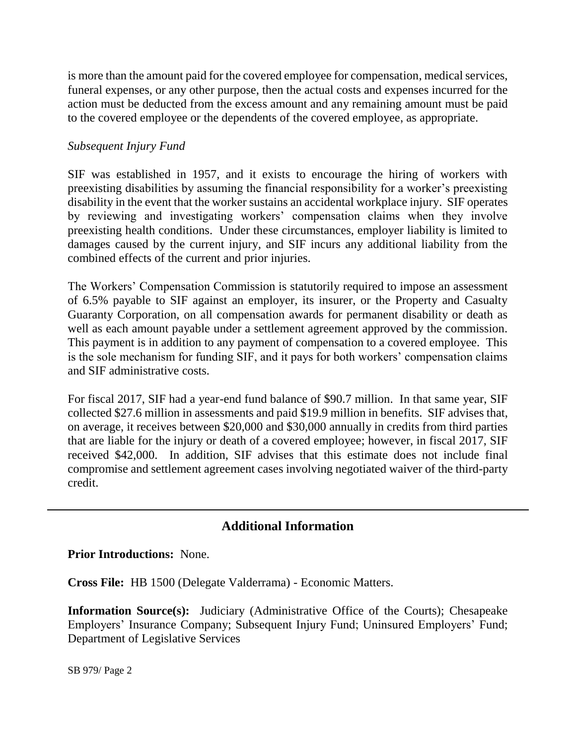is more than the amount paid for the covered employee for compensation, medical services, funeral expenses, or any other purpose, then the actual costs and expenses incurred for the action must be deducted from the excess amount and any remaining amount must be paid to the covered employee or the dependents of the covered employee, as appropriate.

*Subsequent Injury Fund*

SIF was established in 1957, and it exists to encourage the hiring of workers with preexisting disabilities by assuming the financial responsibility for a worker's preexisting disability in the event that the worker sustains an accidental workplace injury. SIF operates by reviewing and investigating workers' compensation claims when they involve preexisting health conditions. Under these circumstances, employer liability is limited to damages caused by the current injury, and SIF incurs any additional liability from the combined effects of the current and prior injuries.

The Workers' Compensation Commission is statutorily required to impose an assessment of 6.5% payable to SIF against an employer, its insurer, or the Property and Casualty Guaranty Corporation, on all compensation awards for permanent disability or death as well as each amount payable under a settlement agreement approved by the commission. This payment is in addition to any payment of compensation to a covered employee. This is the sole mechanism for funding SIF, and it pays for both workers' compensation claims and SIF administrative costs.

For fiscal 2017, SIF had a year-end fund balance of $90.7 million. In that same year, SIF collected $27.6 million in assessments and paid $19.9 million in benefits. SIF advises that, on average, it receives between $20,000 and $30,000 annually in credits from third parties that are liable for the injury or death of a covered employee; however, in fiscal 2017, SIF received $42,000. In addition, SIF advises that this estimate does not include final compromise and settlement agreement cases involving negotiated waiver of the third-party credit.

## Additional Information

**Prior Introductions:** None.

**Cross File:** HB 1500 (Delegate Valderrama) - Economic Matters.

**Information Source(s):** Judiciary (Administrative Office of the Courts); Chesapeake Employers' Insurance Company; Subsequent Injury Fund; Uninsured Employers' Fund; Department of Legislative Services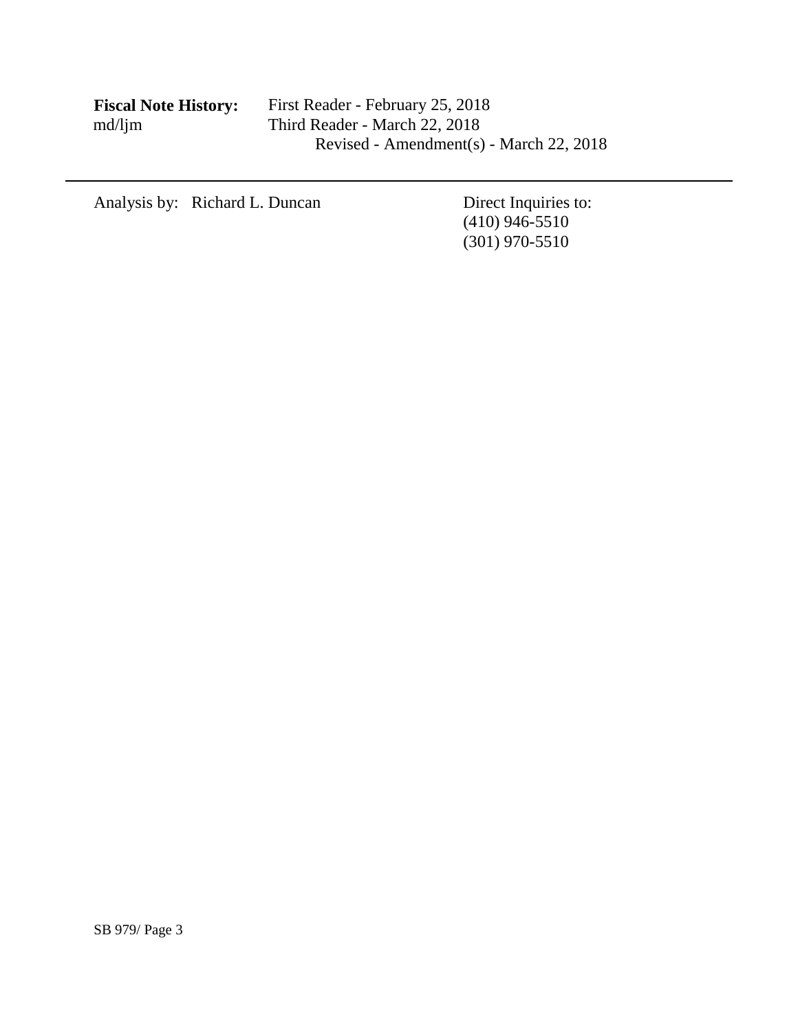**Fiscal Note History:** First Reader - February 25, 2018
md/ljm Third Reader - March 22, 2018
Revised - Amendment(s) - March 22, 2018

---

Analysis by: Richard L. Duncan

Direct Inquiries to:
(410) 946-5510
(301) 970-5510